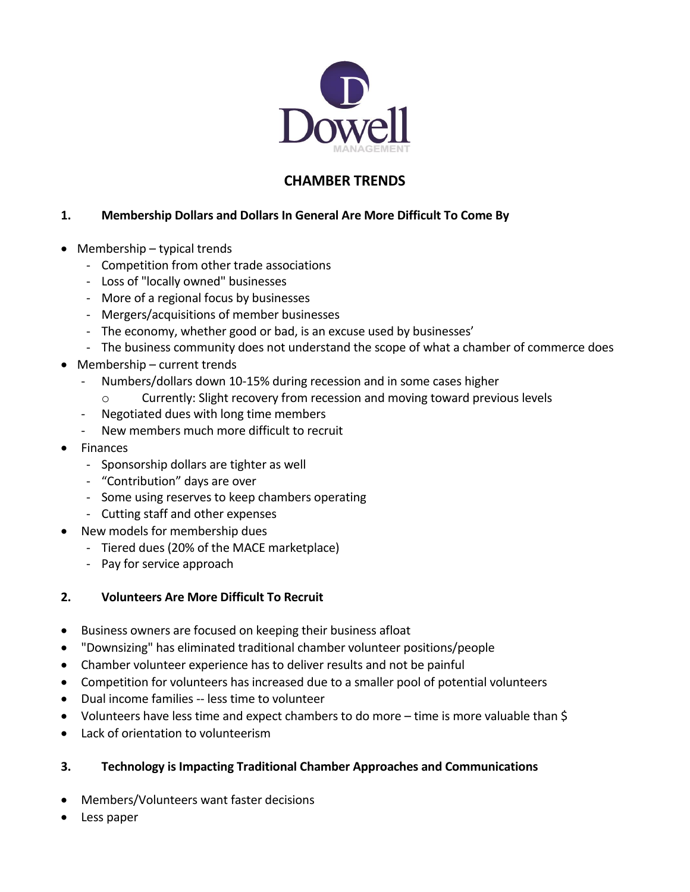Dowell
MANAGEMENT

# CHAMBER TRENDS

## 1. Membership Dollars and Dollars In General Are More Difficult To Come By

- Membership – typical trends
  - Competition from other trade associations
  - Loss of "locally owned" businesses
  - More of a regional focus by businesses
  - Mergers/acquisitions of member businesses
  - The economy, whether good or bad, is an excuse used by businesses'
  - The business community does not understand the scope of what a chamber of commerce does
- Membership – current trends
  - Numbers/dollars down 10-15% during recession and in some cases higher
    - Currently: Slight recovery from recession and moving toward previous levels
  - Negotiated dues with long time members
  - New members much more difficult to recruit
- Finances
  - Sponsorship dollars are tighter as well
  - "Contribution" days are over
  - Some using reserves to keep chambers operating
  - Cutting staff and other expenses
- New models for membership dues
  - Tiered dues (20% of the MACE marketplace)
  - Pay for service approach

## 2. Volunteers Are More Difficult To Recruit

- Business owners are focused on keeping their business afloat
- "Downsizing" has eliminated traditional chamber volunteer positions/people
- Chamber volunteer experience has to deliver results and not be painful
- Competition for volunteers has increased due to a smaller pool of potential volunteers
- Dual income families -- less time to volunteer
- Volunteers have less time and expect chambers to do more – time is more valuable than $
- Lack of orientation to volunteerism

## 3. Technology is Impacting Traditional Chamber Approaches and Communications

- Members/Volunteers want faster decisions
- Less paper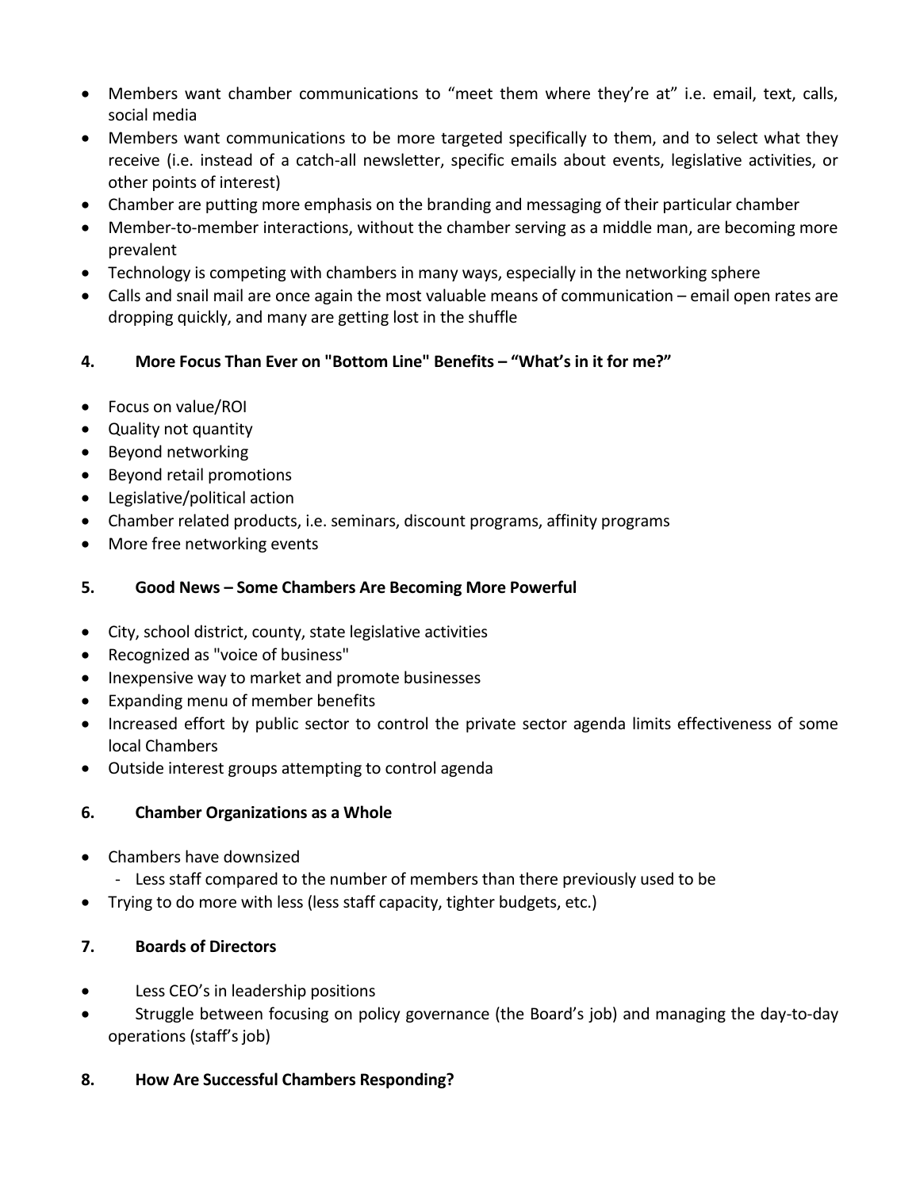- Members want chamber communications to "meet them where they're at" i.e. email, text, calls, social media
- Members want communications to be more targeted specifically to them, and to select what they receive (i.e. instead of a catch-all newsletter, specific emails about events, legislative activities, or other points of interest)
- Chamber are putting more emphasis on the branding and messaging of their particular chamber
- Member-to-member interactions, without the chamber serving as a middle man, are becoming more prevalent
- Technology is competing with chambers in many ways, especially in the networking sphere
- Calls and snail mail are once again the most valuable means of communication – email open rates are dropping quickly, and many are getting lost in the shuffle

**4. More Focus Than Ever on "Bottom Line" Benefits – "What's in it for me?"**

- Focus on value/ROI
- Quality not quantity
- Beyond networking
- Beyond retail promotions
- Legislative/political action
- Chamber related products, i.e. seminars, discount programs, affinity programs
- More free networking events

**5. Good News – Some Chambers Are Becoming More Powerful**

- City, school district, county, state legislative activities
- Recognized as "voice of business"
- Inexpensive way to market and promote businesses
- Expanding menu of member benefits
- Increased effort by public sector to control the private sector agenda limits effectiveness of some local Chambers
- Outside interest groups attempting to control agenda

**6. Chamber Organizations as a Whole**

- Chambers have downsized
  - Less staff compared to the number of members than there previously used to be
- Trying to do more with less (less staff capacity, tighter budgets, etc.)

**7. Boards of Directors**

- Less CEO's in leadership positions
- Struggle between focusing on policy governance (the Board's job) and managing the day-to-day operations (staff's job)

**8. How Are Successful Chambers Responding?**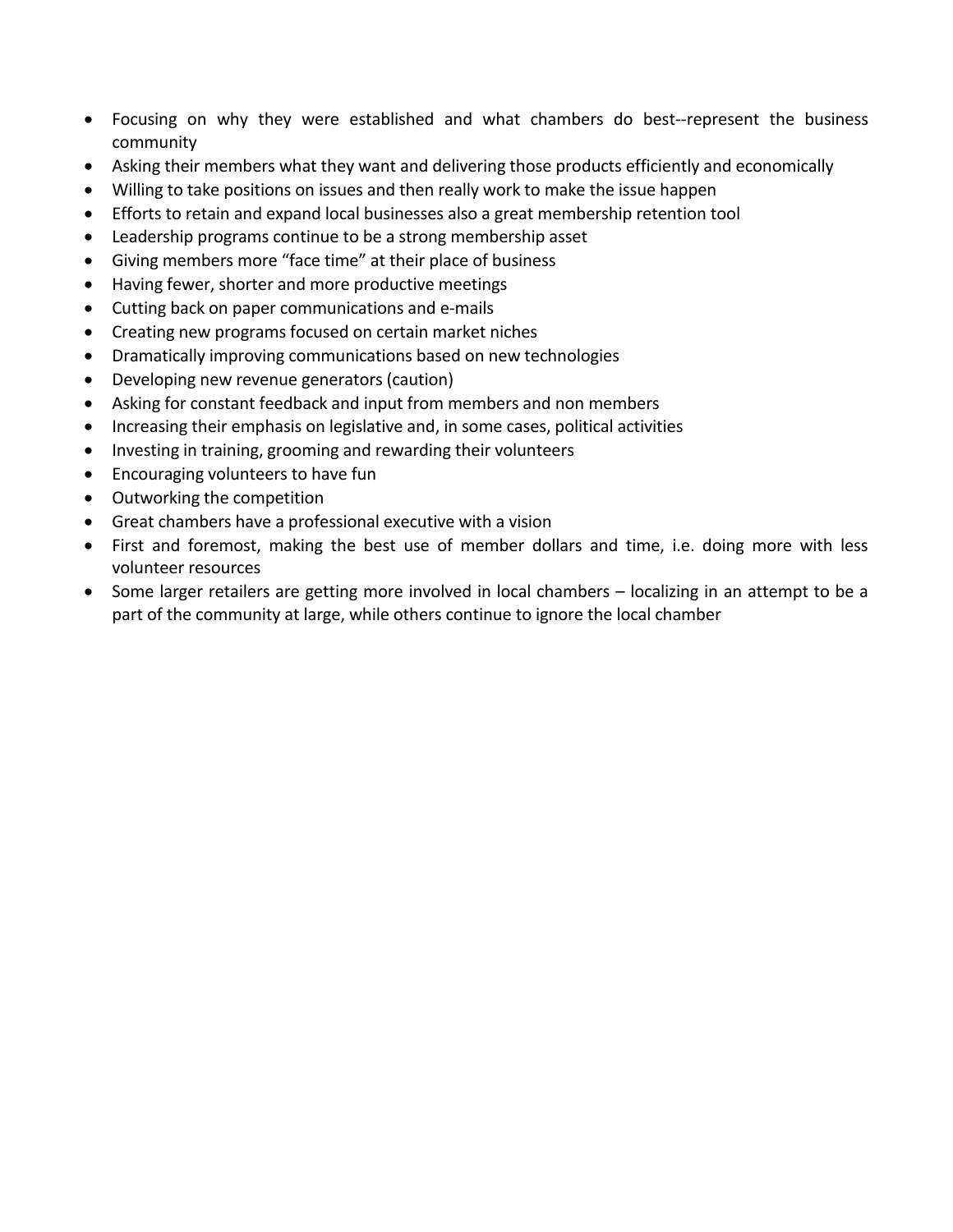- Focusing on why they were established and what chambers do best--represent the business community
- Asking their members what they want and delivering those products efficiently and economically
- Willing to take positions on issues and then really work to make the issue happen
- Efforts to retain and expand local businesses also a great membership retention tool
- Leadership programs continue to be a strong membership asset
- Giving members more "face time" at their place of business
- Having fewer, shorter and more productive meetings
- Cutting back on paper communications and e-mails
- Creating new programs focused on certain market niches
- Dramatically improving communications based on new technologies
- Developing new revenue generators (caution)
- Asking for constant feedback and input from members and non members
- Increasing their emphasis on legislative and, in some cases, political activities
- Investing in training, grooming and rewarding their volunteers
- Encouraging volunteers to have fun
- Outworking the competition
- Great chambers have a professional executive with a vision
- First and foremost, making the best use of member dollars and time, i.e. doing more with less volunteer resources
- Some larger retailers are getting more involved in local chambers – localizing in an attempt to be a part of the community at large, while others continue to ignore the local chamber